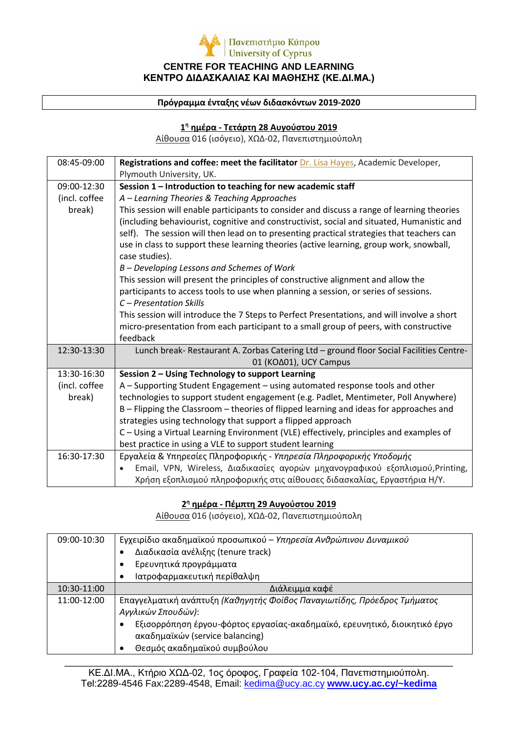Πανεπιστήμιο Κύπρου
University of Cyprus

# CENTRE FOR TEACHING AND LEARNING
# ΚΕΝΤΡΟ ΔΙΔΑΣΚΑΛΙΑΣ ΚΑΙ ΜΑΘΗΣΗΣ (ΚΕ.ΔΙ.ΜΑ.)

**Πρόγραμμα ένταξης νέων διδασκόντων 2019-2020**

## 1η ημέρα - Τετάρτη 28 Αυγούστου 2019

Αίθουσα 016 (ισόγειο), ΧΩΔ-02, Πανεπιστημιούπολη

| | |
|---|---|
| 08:45-09:00 | **Registrations and coffee: meet the facilitator** Dr. Lisa Hayes, Academic Developer, Plymouth University, UK. |
| 09:00-12:30 (incl. coffee break) | **Session 1 – Introduction to teaching for new academic staff**<br>*A – Learning Theories & Teaching Approaches*<br>This session will enable participants to consider and discuss a range of learning theories (including behaviourist, cognitive and constructivist, social and situated, Humanistic and self). The session will then lead on to presenting practical strategies that teachers can use in class to support these learning theories (active learning, group work, snowball, case studies).<br>*B – Developing Lessons and Schemes of Work*<br>This session will present the principles of constructive alignment and allow the participants to access tools to use when planning a session, or series of sessions.<br>*C – Presentation Skills*<br>This session will introduce the 7 Steps to Perfect Presentations, and will involve a short micro-presentation from each participant to a small group of peers, with constructive feedback |
| 12:30-13:30 | Lunch break- Restaurant A. Zorbas Catering Ltd – ground floor Social Facilities Centre-01 (ΚΟΔ01), UCY Campus |
| 13:30-16:30 (incl. coffee break) | **Session 2 – Using Technology to support Learning**<br>A – Supporting Student Engagement – using automated response tools and other technologies to support student engagement (e.g. Padlet, Mentimeter, Poll Anywhere)<br>B – Flipping the Classroom – theories of flipped learning and ideas for approaches and strategies using technology that support a flipped approach<br>C – Using a Virtual Learning Environment (VLE) effectively, principles and examples of best practice in using a VLE to support student learning |
| 16:30-17:30 | Εργαλεία & Υπηρεσίες Πληροφορικής - *Υπηρεσία Πληροφορικής Υποδομής*<br>• Email, VPN, Wireless, Διαδικασίες αγορών μηχανογραφικού εξοπλισμού, Printing, Χρήση εξοπλισμού πληροφορικής στις αίθουσες διδασκαλίας, Εργαστήρια Η/Υ. |

## 2η ημέρα - Πέμπτη 29 Αυγούστου 2019

Αίθουσα 016 (ισόγειο), ΧΩΔ-02, Πανεπιστημιούπολη

| | |
|---|---|
| 09:00-10:30 | Εγχειρίδιο ακαδημαϊκού προσωπικού – *Υπηρεσία Ανθρώπινου Δυναμικού*<br>• Διαδικασία ανέλιξης (tenure track)<br>• Ερευνητικά προγράμματα<br>• Ιατροφαρμακευτική περίθαλψη |
| 10:30-11:00 | Διάλειμμα καφέ |
| 11:00-12:00 | Επαγγελματική ανάπτυξη *(Καθηγητής Φοίβος Παναγιωτίδης, Πρόεδρος Τμήματος Αγγλικών Σπουδών)*:<br>• Εξισορρόπηση έργου-φόρτος εργασίας-ακαδημαϊκό, ερευνητικό, διοικητικό έργο ακαδημαϊκών (service balancing)<br>• Θεσμός ακαδημαϊκού συμβούλου |

ΚΕ.ΔΙ.ΜΑ., Κτήριο ΧΩΔ-02, 1ος όροφος, Γραφεία 102-104, Πανεπιστημιούπολη.
Tel:2289-4546 Fax:2289-4548, Email: kedima@ucy.ac.cy **www.ucy.ac.cy/~kedima**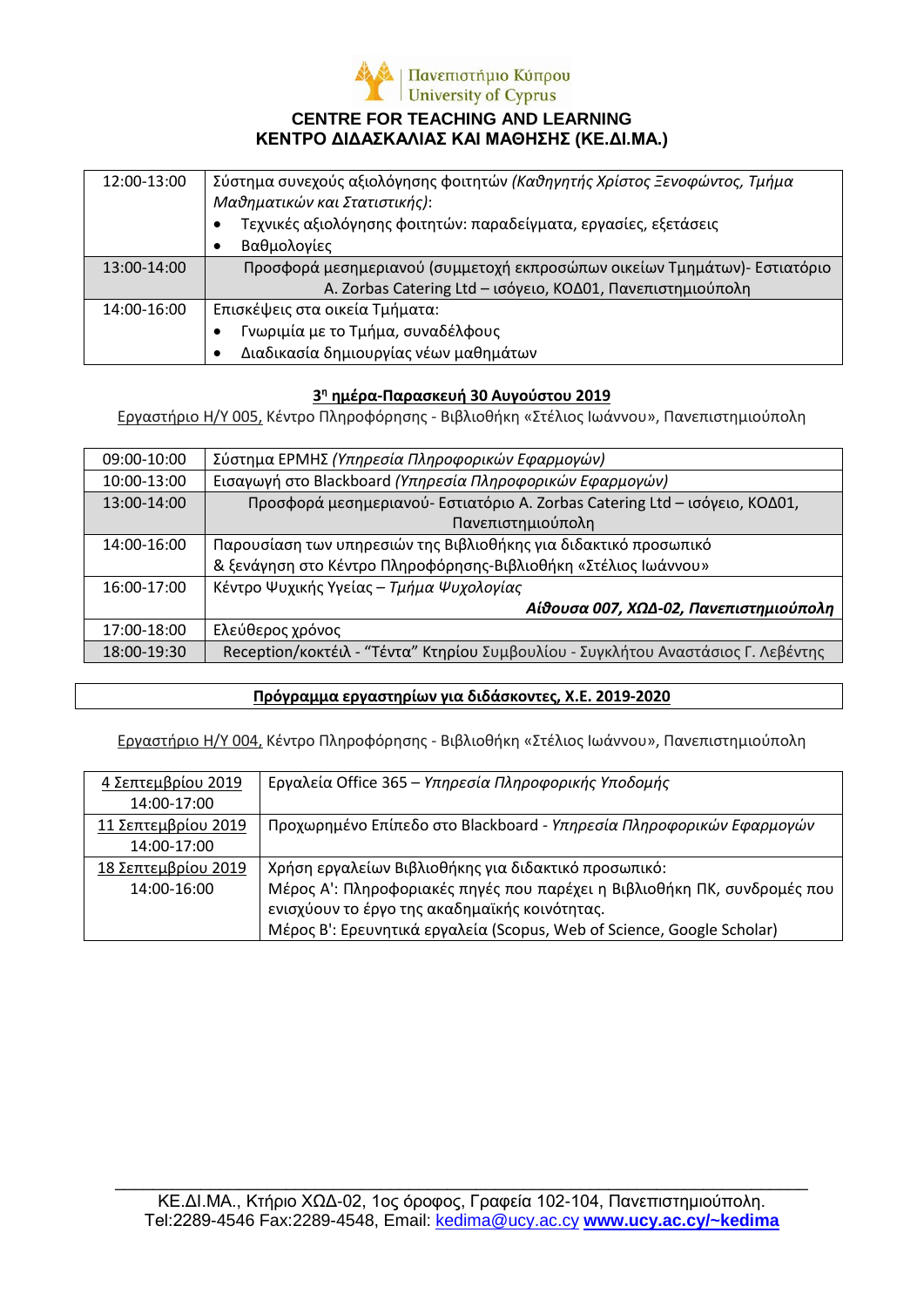Πανεπιστήμιο Κύπρου
University of Cyprus

**CENTRE FOR TEACHING AND LEARNING**
**ΚΕΝΤΡΟ ΔΙΔΑΣΚΑΛΙΑΣ ΚΑΙ ΜΑΘΗΣΗΣ (ΚΕ.ΔΙ.ΜΑ.)**

| | |
|---|---|
| 12:00-13:00 | Σύστημα συνεχούς αξιολόγησης φοιτητών *(Καθηγητής Χρίστος Ξενοφώντος, Τμήμα Μαθηματικών και Στατιστικής)*:<br>• Τεχνικές αξιολόγησης φοιτητών: παραδείγματα, εργασίες, εξετάσεις<br>• Βαθμολογίες |
| 13:00-14:00 | Προσφορά μεσημεριανού (συμμετοχή εκπροσώπων οικείων Τμημάτων)- Εστιατόριο A. Zorbas Catering Ltd – ισόγειο, ΚΟΔ01, Πανεπιστημιούπολη |
| 14:00-16:00 | Επισκέψεις στα οικεία Τμήματα:<br>• Γνωριμία με το Τμήμα, συναδέλφους<br>• Διαδικασία δημιουργίας νέων μαθημάτων |

**3η ημέρα-Παρασκευή 30 Αυγούστου 2019**

Εργαστήριο Η/Υ 005, Κέντρο Πληροφόρησης - Βιβλιοθήκη «Στέλιος Ιωάννου», Πανεπιστημιούπολη

| | |
|---|---|
| 09:00-10:00 | Σύστημα ΕΡΜΗΣ *(Υπηρεσία Πληροφορικών Εφαρμογών)* |
| 10:00-13:00 | Εισαγωγή στο Blackboard *(Υπηρεσία Πληροφορικών Εφαρμογών)* |
| 13:00-14:00 | Προσφορά μεσημεριανού- Εστιατόριο A. Zorbas Catering Ltd – ισόγειο, ΚΟΔ01, Πανεπιστημιούπολη |
| 14:00-16:00 | Παρουσίαση των υπηρεσιών της Βιβλιοθήκης για διδακτικό προσωπικό & ξενάγηση στο Κέντρο Πληροφόρησης-Βιβλιοθήκη «Στέλιος Ιωάννου» |
| 16:00-17:00 | Κέντρο Ψυχικής Υγείας – *Τμήμα Ψυχολογίας*<br>***Αίθουσα 007, ΧΩΔ-02, Πανεπιστημιούπολη*** |
| 17:00-18:00 | Ελεύθερος χρόνος |
| 18:00-19:30 | Reception/κοκτέιλ - "Τέντα" Κτηρίου Συμβουλίου - Συγκλήτου Αναστάσιος Γ. Λεβέντης |

**Πρόγραμμα εργαστηρίων για διδάσκοντες, Χ.Ε. 2019-2020**

Εργαστήριο Η/Υ 004, Κέντρο Πληροφόρησης - Βιβλιοθήκη «Στέλιος Ιωάννου», Πανεπιστημιούπολη

| | |
|---|---|
| 4 Σεπτεμβρίου 2019<br>14:00-17:00 | Εργαλεία Office 365 – *Υπηρεσία Πληροφορικής Υποδομής* |
| 11 Σεπτεμβρίου 2019<br>14:00-17:00 | Προχωρημένο Επίπεδο στο Blackboard - *Υπηρεσία Πληροφορικών Εφαρμογών* |
| 18 Σεπτεμβρίου 2019<br>14:00-16:00 | Χρήση εργαλείων Βιβλιοθήκης για διδακτικό προσωπικό:<br>Μέρος Α': Πληροφοριακές πηγές που παρέχει η Βιβλιοθήκη ΠΚ, συνδρομές που ενισχύουν το έργο της ακαδημαϊκής κοινότητας.<br>Μέρος Β': Ερευνητικά εργαλεία (Scopus, Web of Science, Google Scholar) |

ΚΕ.ΔΙ.ΜΑ., Κτήριο ΧΩΔ-02, 1ος όροφος, Γραφεία 102-104, Πανεπιστημιούπολη.
Tel:2289-4546 Fax:2289-4548, Email: kedima@ucy.ac.cy **www.ucy.ac.cy/~kedima**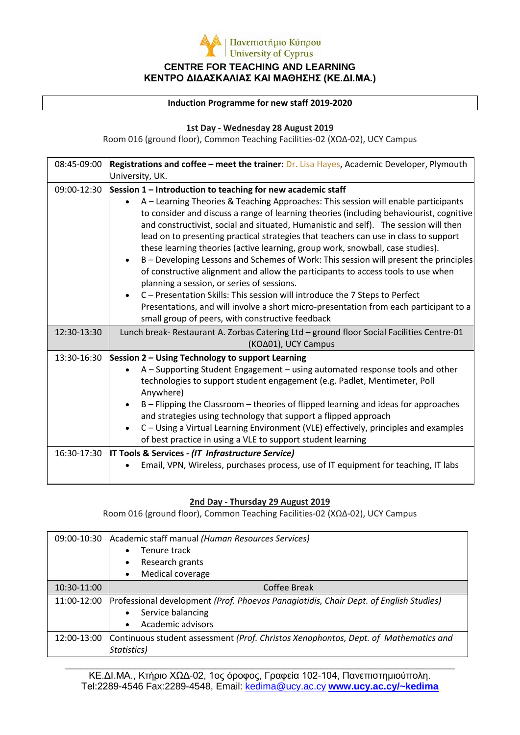Πανεπιστήμιο Κύπρου
University of Cyprus

**CENTRE FOR TEACHING AND LEARNING**
**ΚΕΝΤΡΟ ΔΙΔΑΣΚΑΛΙΑΣ ΚΑΙ ΜΑΘΗΣΗΣ (ΚΕ.ΔΙ.ΜΑ.)**

**Induction Programme for new staff 2019-2020**

## 1st Day - Wednesday 28 August 2019

Room 016 (ground floor), Common Teaching Facilities-02 (ΧΩΔ-02), UCY Campus

| Time | Activity |
|---|---|
| 08:45-09:00 | **Registrations and coffee – meet the trainer:** Dr. Lisa Hayes, Academic Developer, Plymouth University, UK. |
| 09:00-12:30 | **Session 1 – Introduction to teaching for new academic staff**<br>• A – Learning Theories & Teaching Approaches: This session will enable participants to consider and discuss a range of learning theories (including behaviourist, cognitive and constructivist, social and situated, Humanistic and self). The session will then lead on to presenting practical strategies that teachers can use in class to support these learning theories (active learning, group work, snowball, case studies).<br>• B – Developing Lessons and Schemes of Work: This session will present the principles of constructive alignment and allow the participants to access tools to use when planning a session, or series of sessions.<br>• C – Presentation Skills: This session will introduce the 7 Steps to Perfect Presentations, and will involve a short micro-presentation from each participant to a small group of peers, with constructive feedback |
| 12:30-13:30 | Lunch break- Restaurant A. Zorbas Catering Ltd – ground floor Social Facilities Centre-01 (ΚΟΔ01), UCY Campus |
| 13:30-16:30 | **Session 2 – Using Technology to support Learning**<br>• A – Supporting Student Engagement – using automated response tools and other technologies to support student engagement (e.g. Padlet, Mentimeter, Poll Anywhere)<br>• B – Flipping the Classroom – theories of flipped learning and ideas for approaches and strategies using technology that support a flipped approach<br>• C – Using a Virtual Learning Environment (VLE) effectively, principles and examples of best practice in using a VLE to support student learning |
| 16:30-17:30 | **IT Tools & Services - *(IT Infrastructure Service)***<br>• Email, VPN, Wireless, purchases process, use of IT equipment for teaching, IT labs |

## 2nd Day - Thursday 29 August 2019

Room 016 (ground floor), Common Teaching Facilities-02 (ΧΩΔ-02), UCY Campus

| Time | Activity |
|---|---|
| 09:00-10:30 | Academic staff manual *(Human Resources Services)*<br>• Tenure track<br>• Research grants<br>• Medical coverage |
| 10:30-11:00 | Coffee Break |
| 11:00-12:00 | Professional development *(Prof. Phoevos Panagiotidis, Chair Dept. of English Studies)*<br>• Service balancing<br>• Academic advisors |
| 12:00-13:00 | Continuous student assessment *(Prof. Christos Xenophontos, Dept. of Mathematics and Statistics)* |

ΚΕ.ΔΙ.ΜΑ., Κτήριο ΧΩΔ-02, 1ος όροφος, Γραφεία 102-104, Πανεπιστημιούπολη.
Tel:2289-4546 Fax:2289-4548, Email: kedima@ucy.ac.cy **www.ucy.ac.cy/~kedima**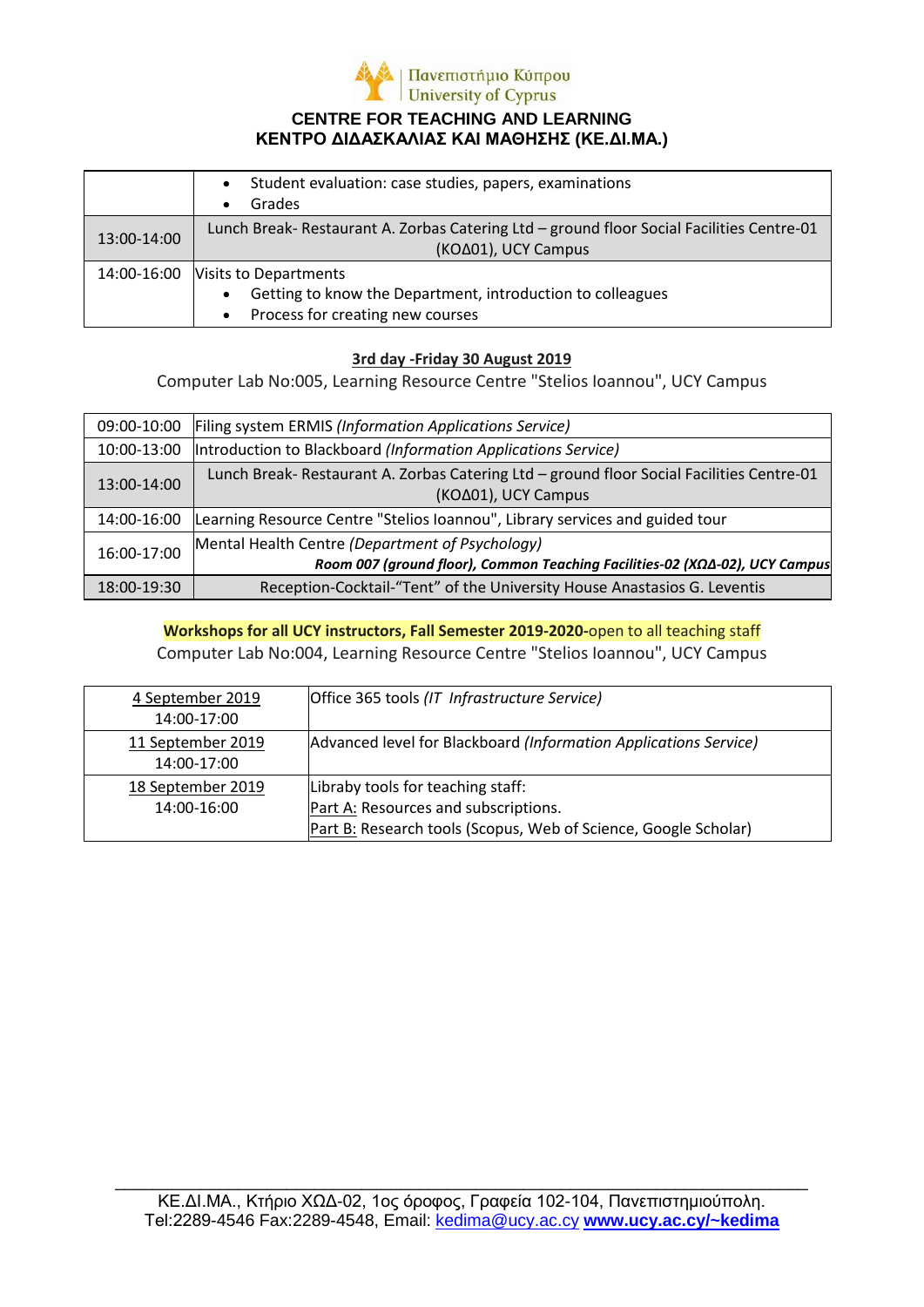Πανεπιστήμιο Κύπρου
University of Cyprus

**CENTRE FOR TEACHING AND LEARNING**
**ΚΕΝΤΡΟ ΔΙΔΑΣΚΑΛΙΑΣ ΚΑΙ ΜΑΘΗΣΗΣ (ΚΕ.ΔΙ.ΜΑ.)**

| | |
|---|---|
| | • Student evaluation: case studies, papers, examinations<br>• Grades |
| 13:00-14:00 | Lunch Break- Restaurant A. Zorbas Catering Ltd – ground floor Social Facilities Centre-01 (ΚΟΔ01), UCY Campus |
| 14:00-16:00 | Visits to Departments<br>• Getting to know the Department, introduction to colleagues<br>• Process for creating new courses |

**3rd day -Friday 30 August 2019**

Computer Lab No:005, Learning Resource Centre "Stelios Ioannou", UCY Campus

| | |
|---|---|
| 09:00-10:00 | Filing system ERMIS *(Information Applications Service)* |
| 10:00-13:00 | Introduction to Blackboard *(Information Applications Service)* |
| 13:00-14:00 | Lunch Break- Restaurant A. Zorbas Catering Ltd – ground floor Social Facilities Centre-01 (ΚΟΔ01), UCY Campus |
| 14:00-16:00 | Learning Resource Centre "Stelios Ioannou", Library services and guided tour |
| 16:00-17:00 | Mental Health Centre *(Department of Psychology)*<br>***Room 007 (ground floor), Common Teaching Facilities-02 (ΧΩΔ-02), UCY Campus*** |
| 18:00-19:30 | Reception-Cocktail-"Tent" of the University House Anastasios G. Leventis |

**Workshops for all UCY instructors, Fall Semester 2019-2020-**open to all teaching staff

Computer Lab No:004, Learning Resource Centre "Stelios Ioannou", UCY Campus

| | |
|---|---|
| 4 September 2019<br>14:00-17:00 | Office 365 tools *(IT Infrastructure Service)* |
| 11 September 2019<br>14:00-17:00 | Advanced level for Blackboard *(Information Applications Service)* |
| 18 September 2019<br>14:00-16:00 | Libraby tools for teaching staff:<br>Part A: Resources and subscriptions.<br>Part B: Research tools (Scopus, Web of Science, Google Scholar) |

ΚΕ.ΔΙ.ΜΑ., Κτήριο ΧΩΔ-02, 1ος όροφος, Γραφεία 102-104, Πανεπιστημιούπολη.
Tel:2289-4546 Fax:2289-4548, Email: kedima@ucy.ac.cy **www.ucy.ac.cy/~kedima**